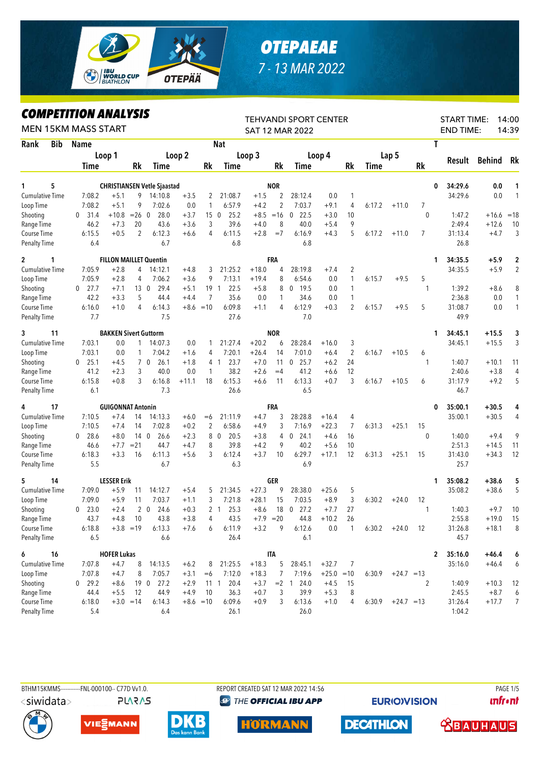# OTEPAEAE

7 - 13 MAR 2022

## COMPETITION ANALYSIS

MEN 15KM MASS START

TEHVANDI SPORT CENTER
SAT 12 MAR 2022

START TIME: 14:00
END TIME: 14:39

| Rank | Bib | Name | | | Loop 1 | | | Loop 2 | | | Loop 3 | | | Loop 4 | | | Lap 5 | | | Nat | T | Result | Behind | Rk |
|---|---|---|---|---|---|---|---|---|---|---|---|---|---|---|---|---|---|---|---|---|---|---|---|---|
| | | | | | Time | | Rk | Time | | Rk | Time | | Rk | Time | | Rk | Time | | Rk | | | | | |
| 1 | 5 | CHRISTIANSEN Vetle Sjaastad | | | | | | | | | | | | | | | | | | NOR | 0 | 34:29.6 | 0.0 | 1 |
| | | Cumulative Time | | | 7:08.2 | +5.1 | 9 | 14:10.8 | +3.5 | 2 | 21:08.7 | +1.5 | 2 | 28:12.4 | 0.0 | 1 | | | | | | 34:29.6 | 0.0 | 1 |
| | | Loop Time | | | 7:08.2 | +5.1 | 9 | 7:02.6 | 0.0 | 1 | 6:57.9 | +4.2 | 2 | 7:03.7 | +9.1 | 4 | 6:17.2 | +11.0 | 7 | | | | | |
| | | Shooting | | | 0 31.4 | +10.8 | =26 | 0 28.0 | +3.7 | 15 | 0 25.2 | +8.5 | =16 | 0 22.5 | +3.0 | 10 | | | | | 0 | 1:47.2 | +16.6 | =18 |
| | | Range Time | | | 46.2 | +7.3 | 20 | 43.6 | +3.6 | 3 | 39.6 | +4.0 | 8 | 40.0 | +5.4 | 9 | | | | | | 2:49.4 | +12.6 | 10 |
| | | Course Time | | | 6:15.5 | +0.5 | 2 | 6:12.3 | +6.6 | 4 | 6:11.5 | +2.8 | =7 | 6:16.9 | +4.3 | 5 | 6:17.2 | +11.0 | 7 | | | 31:13.4 | +4.7 | 3 |
| | | Penalty Time | | | 6.4 | | | 6.7 | | | 6.8 | | | 6.8 | | | | | | | | 26.8 | | |
| 2 | 1 | FILLON MAILLET Quentin | | | | | | | | | | | | | | | | | | FRA | 1 | 34:35.5 | +5.9 | 2 |
| | | Cumulative Time | | | 7:05.9 | +2.8 | 4 | 14:12.1 | +4.8 | 3 | 21:25.2 | +18.0 | 4 | 28:19.8 | +7.4 | 2 | | | | | | 34:35.5 | +5.9 | 2 |
| | | Loop Time | | | 7:05.9 | +2.8 | 4 | 7:06.2 | +3.6 | 9 | 7:13.1 | +19.4 | 8 | 6:54.6 | 0.0 | 1 | 6:15.7 | +9.5 | 5 | | | | | |
| | | Shooting | | | 0 27.7 | +7.1 | 13 | 0 29.4 | +5.1 | 19 | 1 22.5 | +5.8 | 8 | 0 19.5 | 0.0 | 1 | | | | | 1 | 1:39.2 | +8.6 | 8 |
| | | Range Time | | | 42.2 | +3.3 | 5 | 44.4 | +4.4 | 7 | 35.6 | 0.0 | 1 | 34.6 | 0.0 | 1 | | | | | | 2:36.8 | 0.0 | 1 |
| | | Course Time | | | 6:16.0 | +1.0 | 4 | 6:14.3 | +8.6 | =10 | 6:09.8 | +1.1 | 4 | 6:12.9 | +0.3 | 2 | 6:15.7 | +9.5 | 5 | | | 31:08.7 | 0.0 | 1 |
| | | Penalty Time | | | 7.7 | | | 7.5 | | | 27.6 | | | 7.0 | | | | | | | | 49.9 | | |
| 3 | 11 | BAKKEN Sivert Guttorm | | | | | | | | | | | | | | | | | | NOR | 1 | 34:45.1 | +15.5 | 3 |
| | | Cumulative Time | | | 7:03.1 | 0.0 | 1 | 14:07.3 | 0.0 | 1 | 21:27.4 | +20.2 | 6 | 28:28.4 | +16.0 | 3 | | | | | | 34:45.1 | +15.5 | 3 |
| | | Loop Time | | | 7:03.1 | 0.0 | 1 | 7:04.2 | +1.6 | 4 | 7:20.1 | +26.4 | 14 | 7:01.0 | +6.4 | 2 | 6:16.7 | +10.5 | 6 | | | | | |
| | | Shooting | | | 0 25.1 | +4.5 | 7 | 0 26.1 | +1.8 | 4 | 1 23.7 | +7.0 | 11 | 0 25.7 | +6.2 | 24 | | | | | 1 | 1:40.7 | +10.1 | 11 |
| | | Range Time | | | 41.2 | +2.3 | 3 | 40.0 | 0.0 | 1 | 38.2 | +2.6 | =4 | 41.2 | +6.6 | 12 | | | | | | 2:40.6 | +3.8 | 4 |
| | | Course Time | | | 6:15.8 | +0.8 | 3 | 6:16.8 | +11.1 | 18 | 6:15.3 | +6.6 | 11 | 6:13.3 | +0.7 | 3 | 6:16.7 | +10.5 | 6 | | | 31:17.9 | +9.2 | 5 |
| | | Penalty Time | | | 6.1 | | | 7.3 | | | 26.6 | | | 6.5 | | | | | | | | 46.7 | | |
| 4 | 17 | GUIGONNAT Antonin | | | | | | | | | | | | | | | | | | FRA | 0 | 35:00.1 | +30.5 | 4 |
| | | Cumulative Time | | | 7:10.5 | +7.4 | 14 | 14:13.3 | +6.0 | =6 | 21:11.9 | +4.7 | 3 | 28:28.8 | +16.4 | 4 | | | | | | 35:00.1 | +30.5 | 4 |
| | | Loop Time | | | 7:10.5 | +7.4 | 14 | 7:02.8 | +0.2 | 2 | 6:58.6 | +4.9 | 3 | 7:16.9 | +22.3 | 7 | 6:31.3 | +25.1 | 15 | | | | | |
| | | Shooting | | | 0 28.6 | +8.0 | 14 | 0 26.6 | +2.3 | 8 | 0 20.5 | +3.8 | 4 | 0 24.1 | +4.6 | 16 | | | | | 0 | 1:40.0 | +9.4 | 9 |
| | | Range Time | | | 46.6 | +7.7 | =21 | 44.7 | +4.7 | 8 | 39.8 | +4.2 | 9 | 40.2 | +5.6 | 10 | | | | | | 2:51.3 | +14.5 | 11 |
| | | Course Time | | | 6:18.3 | +3.3 | 16 | 6:11.3 | +5.6 | 3 | 6:12.4 | +3.7 | 10 | 6:29.7 | +17.1 | 12 | 6:31.3 | +25.1 | 15 | | | 31:43.0 | +34.3 | 12 |
| | | Penalty Time | | | 5.5 | | | 6.7 | | | 6.3 | | | 6.9 | | | | | | | | 25.7 | | |
| 5 | 14 | LESSER Erik | | | | | | | | | | | | | | | | | | GER | 1 | 35:08.2 | +38.6 | 5 |
| | | Cumulative Time | | | 7:09.0 | +5.9 | 11 | 14:12.7 | +5.4 | 5 | 21:34.5 | +27.3 | 9 | 28:38.0 | +25.6 | 5 | | | | | | 35:08.2 | +38.6 | 5 |
| | | Loop Time | | | 7:09.0 | +5.9 | 11 | 7:03.7 | +1.1 | 3 | 7:21.8 | +28.1 | 15 | 7:03.5 | +8.9 | 3 | 6:30.2 | +24.0 | 12 | | | | | |
| | | Shooting | | | 0 23.0 | +2.4 | 2 | 0 24.6 | +0.3 | 2 | 1 25.3 | +8.6 | 18 | 0 27.2 | +7.7 | 27 | | | | | 1 | 1:40.3 | +9.7 | 10 |
| | | Range Time | | | 43.7 | +4.8 | 10 | 43.8 | +3.8 | 4 | 43.5 | +7.9 | =20 | 44.8 | +10.2 | 26 | | | | | | 2:55.8 | +19.0 | 15 |
| | | Course Time | | | 6:18.8 | +3.8 | =19 | 6:13.3 | +7.6 | 6 | 6:11.9 | +3.2 | 9 | 6:12.6 | 0.0 | 1 | 6:30.2 | +24.0 | 12 | | | 31:26.8 | +18.1 | 8 |
| | | Penalty Time | | | 6.5 | | | 6.6 | | | 26.4 | | | 6.1 | | | | | | | | 45.7 | | |
| 6 | 16 | HOFER Lukas | | | | | | | | | | | | | | | | | | ITA | 2 | 35:16.0 | +46.4 | 6 |
| | | Cumulative Time | | | 7:07.8 | +4.7 | 8 | 14:13.5 | +6.2 | 8 | 21:25.5 | +18.3 | 5 | 28:45.1 | +32.7 | 7 | | | | | | 35:16.0 | +46.4 | 6 |
| | | Loop Time | | | 7:07.8 | +4.7 | 8 | 7:05.7 | +3.1 | =6 | 7:12.0 | +18.3 | 7 | 7:19.6 | +25.0 | =10 | 6:30.9 | +24.7 | =13 | | | | | |
| | | Shooting | | | 0 29.2 | +8.6 | 19 | 0 27.2 | +2.9 | 11 | 1 20.4 | +3.7 | =2 | 1 24.0 | +4.5 | 15 | | | | | 2 | 1:40.9 | +10.3 | 12 |
| | | Range Time | | | 44.4 | +5.5 | 12 | 44.9 | +4.9 | 10 | 36.3 | +0.7 | 3 | 39.9 | +5.3 | 8 | | | | | | 2:45.5 | +8.7 | 6 |
| | | Course Time | | | 6:18.0 | +3.0 | =14 | 6:14.3 | +8.6 | =10 | 6:09.6 | +0.9 | 3 | 6:13.6 | +1.0 | 4 | 6:30.9 | +24.7 | =13 | | | 31:26.4 | +17.7 | 7 |
| | | Penalty Time | | | 5.4 | | | 6.4 | | | 26.1 | | | 26.0 | | | | | | | | 1:04.2 | | |

BTHM15KMMS-----------FNL-000100-- C77D Vv1.0. REPORT CREATED SAT 12 MAR 2022 14:56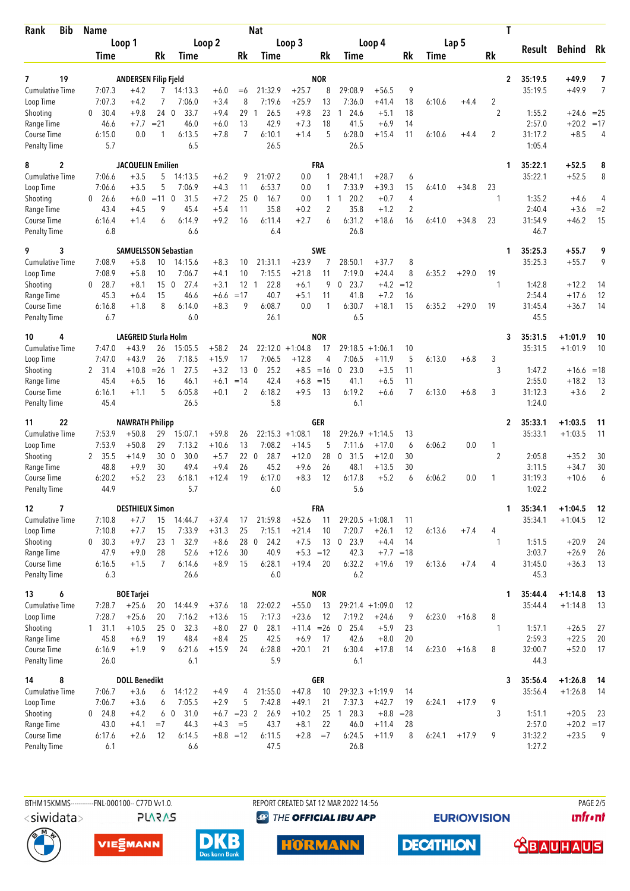| Rank | Bib | Name | | | | | | | Nat | | | | | | | | | T | | | |
|---|---|---|---|---|---|---|---|---|---|---|---|---|---|---|---|---|---|---|---|---|---|
| | | Loop 1 | | | Loop 2 | | | Loop 3 | | | Loop 4 | | | Lap 5 | | | | | Result | Behind | Rk |
| | | Time | | Rk | Time | | Rk | Time | | Rk | Time | | Rk | Time | | Rk | | | | | |
| 7 | 19 | ANDERSEN Filip Fjeld | | | | | | | NOR | | | | | | | | | 2 | 35:19.5 | +49.9 | 7 |
| Cumulative Time | | 7:07.3 | +4.2 | 7 | 14:13.3 | +6.0 | =6 | 21:32.9 | +25.7 | 8 | 29:08.9 | +56.5 | 9 | | | | | | 35:19.5 | +49.9 | 7 |
| Loop Time | | 7:07.3 | +4.2 | 7 | 7:06.0 | +3.4 | 8 | 7:19.6 | +25.9 | 13 | 7:36.0 | +41.4 | 18 | 6:10.6 | +4.4 | 2 | | | | | |
| Shooting | | 0 30.4 | +9.8 | 24 | 0 33.7 | +9.4 | 29 | 1 26.5 | +9.8 | 23 | 1 24.6 | +5.1 | 18 | | | | 2 | | 1:55.2 | +24.6 | =25 |
| Range Time | | 46.6 | +7.7 | =21 | 46.0 | +6.0 | 13 | 42.9 | +7.3 | 18 | 41.5 | +6.9 | 14 | | | | | | 2:57.0 | +20.2 | =17 |
| Course Time | | 6:15.0 | 0.0 | 1 | 6:13.5 | +7.8 | 7 | 6:10.1 | +1.4 | 5 | 6:28.0 | +15.4 | 11 | 6:10.6 | +4.4 | 2 | | | 31:17.2 | +8.5 | 4 |
| Penalty Time | | 5.7 | | | 6.5 | | | 26.5 | | | 26.5 | | | | | | | | 1:05.4 | | |
| 8 | 2 | JACQUELIN Emilien | | | | | | | FRA | | | | | | | | | 1 | 35:22.1 | +52.5 | 8 |
| Cumulative Time | | 7:06.6 | +3.5 | 5 | 14:13.5 | +6.2 | 9 | 21:07.2 | 0.0 | 1 | 28:41.1 | +28.7 | 6 | | | | | | 35:22.1 | +52.5 | 8 |
| Loop Time | | 7:06.6 | +3.5 | 5 | 7:06.9 | +4.3 | 11 | 6:53.7 | 0.0 | 1 | 7:33.9 | +39.3 | 15 | 6:41.0 | +34.8 | 23 | | | | | |
| Shooting | | 0 26.6 | +6.0 | =11 | 0 31.5 | +7.2 | 25 | 0 16.7 | 0.0 | 1 | 1 20.2 | +0.7 | 4 | | | | 1 | | 1:35.2 | +4.6 | 4 |
| Range Time | | 43.4 | +4.5 | 9 | 45.4 | +5.4 | 11 | 35.8 | +0.2 | 2 | 35.8 | +1.2 | 2 | | | | | | 2:40.4 | +3.6 | =2 |
| Course Time | | 6:16.4 | +1.4 | 6 | 6:14.9 | +9.2 | 16 | 6:11.4 | +2.7 | 6 | 6:31.2 | +18.6 | 16 | 6:41.0 | +34.8 | 23 | | | 31:54.9 | +46.2 | 15 |
| Penalty Time | | 6.8 | | | 6.6 | | | 6.4 | | | 26.8 | | | | | | | | 46.7 | | |
| 9 | 3 | SAMUELSSON Sebastian | | | | | | | SWE | | | | | | | | | 1 | 35:25.3 | +55.7 | 9 |
| Cumulative Time | | 7:08.9 | +5.8 | 10 | 14:15.6 | +8.3 | 10 | 21:31.1 | +23.9 | 7 | 28:50.1 | +37.7 | 8 | | | | | | 35:25.3 | +55.7 | 9 |
| Loop Time | | 7:08.9 | +5.8 | 10 | 7:06.7 | +4.1 | 10 | 7:15.5 | +21.8 | 11 | 7:19.0 | +24.4 | 8 | 6:35.2 | +29.0 | 19 | | | | | |
| Shooting | | 0 28.7 | +8.1 | 15 | 0 27.4 | +3.1 | 12 | 1 22.8 | +6.1 | 9 | 0 23.7 | +4.2 | =12 | | | | 1 | | 1:42.8 | +12.2 | 14 |
| Range Time | | 45.3 | +6.4 | 15 | 46.6 | +6.6 | =17 | 40.7 | +5.1 | 11 | 41.8 | +7.2 | 16 | | | | | | 2:54.4 | +17.6 | 12 |
| Course Time | | 6:16.8 | +1.8 | 8 | 6:14.0 | +8.3 | 9 | 6:08.7 | 0.0 | 1 | 6:30.7 | +18.1 | 15 | 6:35.2 | +29.0 | 19 | | | 31:45.4 | +36.7 | 14 |
| Penalty Time | | 6.7 | | | 6.0 | | | 26.1 | | | 6.5 | | | | | | | | 45.5 | | |
| 10 | 4 | LAEGREID Sturla Holm | | | | | | | NOR | | | | | | | | | 3 | 35:31.5 | +1:01.9 | 10 |
| Cumulative Time | | 7:47.0 | +43.9 | 26 | 15:05.5 | +58.2 | 24 | 22:12.0 | +1:04.8 | 17 | 29:18.5 | +1:06.1 | 10 | | | | | | 35:31.5 | +1:01.9 | 10 |
| Loop Time | | 7:47.0 | +43.9 | 26 | 7:18.5 | +15.9 | 17 | 7:06.5 | +12.8 | 4 | 7:06.5 | +11.9 | 5 | 6:13.0 | +6.8 | 3 | | | | | |
| Shooting | | 2 31.4 | +10.8 | =26 | 1 27.5 | +3.2 | 13 | 0 25.2 | +8.5 | =16 | 0 23.0 | +3.5 | 11 | | | | 3 | | 1:47.2 | +16.6 | =18 |
| Range Time | | 45.4 | +6.5 | 16 | 46.1 | +6.1 | =14 | 42.4 | +6.8 | =15 | 41.1 | +6.5 | 11 | | | | | | 2:55.0 | +18.2 | 13 |
| Course Time | | 6:16.1 | +1.1 | 5 | 6:05.8 | +0.1 | 2 | 6:18.2 | +9.5 | 13 | 6:19.2 | +6.6 | 7 | 6:13.0 | +6.8 | 3 | | | 31:12.3 | +3.6 | 2 |
| Penalty Time | | 45.4 | | | 26.5 | | | 5.8 | | | 6.1 | | | | | | | | 1:24.0 | | |
| 11 | 22 | NAWRATH Philipp | | | | | | | GER | | | | | | | | | 2 | 35:33.1 | +1:03.5 | 11 |
| Cumulative Time | | 7:53.9 | +50.8 | 29 | 15:07.1 | +59.8 | 26 | 22:15.3 | +1:08.1 | 18 | 29:26.9 | +1:14.5 | 13 | | | | | | 35:33.1 | +1:03.5 | 11 |
| Loop Time | | 7:53.9 | +50.8 | 29 | 7:13.2 | +10.6 | 13 | 7:08.2 | +14.5 | 5 | 7:11.6 | +17.0 | 6 | 6:06.2 | 0.0 | 1 | | | | | |
| Shooting | | 2 35.5 | +14.9 | 30 | 0 30.0 | +5.7 | 22 | 0 28.7 | +12.0 | 28 | 0 31.5 | +12.0 | 30 | | | | 2 | | 2:05.8 | +35.2 | 30 |
| Range Time | | 48.8 | +9.9 | 30 | 49.4 | +9.4 | 26 | 45.2 | +9.6 | 26 | 48.1 | +13.5 | 30 | | | | | | 3:11.5 | +34.7 | 30 |
| Course Time | | 6:20.2 | +5.2 | 23 | 6:18.1 | +12.4 | 19 | 6:17.0 | +8.3 | 12 | 6:17.8 | +5.2 | 6 | 6:06.2 | 0.0 | 1 | | | 31:19.3 | +10.6 | 6 |
| Penalty Time | | 44.9 | | | 5.7 | | | 6.0 | | | 5.6 | | | | | | | | 1:02.2 | | |
| 12 | 7 | DESTHIEUX Simon | | | | | | | FRA | | | | | | | | | 1 | 35:34.1 | +1:04.5 | 12 |
| Cumulative Time | | 7:10.8 | +7.7 | 15 | 14:44.7 | +37.4 | 17 | 21:59.8 | +52.6 | 11 | 29:20.5 | +1:08.1 | 11 | | | | | | 35:34.1 | +1:04.5 | 12 |
| Loop Time | | 7:10.8 | +7.7 | 15 | 7:33.9 | +31.3 | 25 | 7:15.1 | +21.4 | 10 | 7:20.7 | +26.1 | 12 | 6:13.6 | +7.4 | 4 | | | | | |
| Shooting | | 0 30.3 | +9.7 | 23 | 1 32.9 | +8.6 | 28 | 0 24.2 | +7.5 | 13 | 0 23.9 | +4.4 | 14 | | | | 1 | | 1:51.5 | +20.9 | 24 |
| Range Time | | 47.9 | +9.0 | 28 | 52.6 | +12.6 | 30 | 40.9 | +5.3 | =12 | 42.3 | +7.7 | =18 | | | | | | 3:03.7 | +26.9 | 26 |
| Course Time | | 6:16.5 | +1.5 | 7 | 6:14.6 | +8.9 | 15 | 6:28.1 | +19.4 | 20 | 6:32.2 | +19.6 | 19 | 6:13.6 | +7.4 | 4 | | | 31:45.0 | +36.3 | 13 |
| Penalty Time | | 6.3 | | | 26.6 | | | 6.0 | | | 6.2 | | | | | | | | 45.3 | | |
| 13 | 6 | BOE Tarjei | | | | | | | NOR | | | | | | | | | 1 | 35:44.4 | +1:14.8 | 13 |
| Cumulative Time | | 7:28.7 | +25.6 | 20 | 14:44.9 | +37.6 | 18 | 22:02.2 | +55.0 | 13 | 29:21.4 | +1:09.0 | 12 | | | | | | 35:44.4 | +1:14.8 | 13 |
| Loop Time | | 7:28.7 | +25.6 | 20 | 7:16.2 | +13.6 | 15 | 7:17.3 | +23.6 | 12 | 7:19.2 | +24.6 | 9 | 6:23.0 | +16.8 | 8 | | | | | |
| Shooting | | 1 31.1 | +10.5 | 25 | 0 32.3 | +8.0 | 27 | 0 28.1 | +11.4 | =26 | 0 25.4 | +5.9 | 23 | | | | 1 | | 1:57.1 | +26.5 | 27 |
| Range Time | | 45.8 | +6.9 | 19 | 48.4 | +8.4 | 25 | 42.5 | +6.9 | 17 | 42.6 | +8.0 | 20 | | | | | | 2:59.3 | +22.5 | 20 |
| Course Time | | 6:16.9 | +1.9 | 9 | 6:21.6 | +15.9 | 24 | 6:28.8 | +20.1 | 21 | 6:30.4 | +17.8 | 14 | 6:23.0 | +16.8 | 8 | | | 32:00.7 | +52.0 | 17 |
| Penalty Time | | 26.0 | | | 6.1 | | | 5.9 | | | 6.1 | | | | | | | | 44.3 | | |
| 14 | 8 | DOLL Benedikt | | | | | | | GER | | | | | | | | | 3 | 35:56.4 | +1:26.8 | 14 |
| Cumulative Time | | 7:06.7 | +3.6 | 6 | 14:12.2 | +4.9 | 4 | 21:55.0 | +47.8 | 10 | 29:32.3 | +1:19.9 | 14 | | | | | | 35:56.4 | +1:26.8 | 14 |
| Loop Time | | 7:06.7 | +3.6 | 6 | 7:05.5 | +2.9 | 5 | 7:42.8 | +49.1 | 21 | 7:37.3 | +42.7 | 19 | 6:24.1 | +17.9 | 9 | | | | | |
| Shooting | | 0 24.8 | +4.2 | 6 | 0 31.0 | +6.7 | =23 | 2 26.9 | +10.2 | 25 | 1 28.3 | +8.8 | =28 | | | | 3 | | 1:51.1 | +20.5 | 23 |
| Range Time | | 43.0 | +4.1 | =7 | 44.3 | +4.3 | =5 | 43.7 | +8.1 | 22 | 46.0 | +11.4 | 28 | | | | | | 2:57.0 | +20.2 | =17 |
| Course Time | | 6:17.6 | +2.6 | 12 | 6:14.5 | +8.8 | =12 | 6:11.5 | +2.8 | =7 | 6:24.5 | +11.9 | 8 | 6:24.1 | +17.9 | 9 | | | 31:32.2 | +23.5 | 9 |
| Penalty Time | | 6.1 | | | 6.6 | | | 47.5 | | | 26.8 | | | | | | | | 1:27.2 | | |

BTHM15KMMS-----------FNL-000100-- C77D Vv1.0. REPORT CREATED SAT 12 MAR 2022 14:56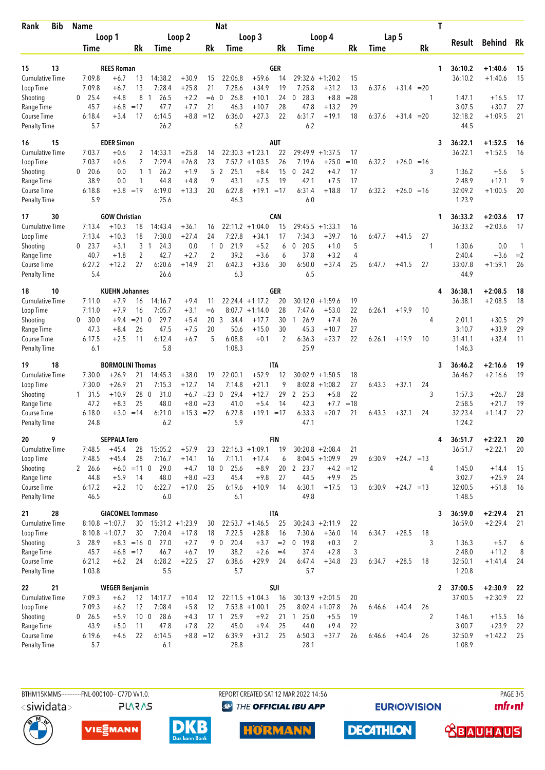| Rank | Bib | Name | | | Nat | | | | | | | | | | | T | Result | Behind | Rk |
|---|---|---|---|---|---|---|---|---|---|---|---|---|---|---|---|---|---|---|---|
| | | Loop 1 | | | Loop 2 | | | Loop 3 | | | Loop 4 | | | Lap 5 | | | | | |
| | | Time | | Rk | Time | | Rk | Time | | Rk | Time | | Rk | Time | | Rk | | | |
| 15 | 13 | REES Roman | | | | | | GER | | | | | | | | 1 | 36:10.2 | +1:40.6 | 15 |
| Cumulative Time | | 7:09.8 | +6.7 | 13 | 14:38.2 | +30.9 | 15 | 22:06.8 | +59.6 | 14 | 29:32.6 | +1:20.2 | 15 | | | | 36:10.2 | +1:40.6 | 15 |
| Loop Time | | 7:09.8 | +6.7 | 13 | 7:28.4 | +25.8 | 21 | 7:28.6 | +34.9 | 19 | 7:25.8 | +31.2 | 13 | 6:37.6 | +31.4 | =20 | | | |
| Shooting | | 0 25.4 | +4.8 | 8 | 1 26.5 | +2.2 | =6 | 0 26.8 | +10.1 | 24 | 0 28.3 | +8.8 | =28 | | | 1 | 1:47.1 | +16.5 | 17 |
| Range Time | | 45.7 | +6.8 | =17 | 47.7 | +7.7 | 21 | 46.3 | +10.7 | 28 | 47.8 | +13.2 | 29 | | | | 3:07.5 | +30.7 | 27 |
| Course Time | | 6:18.4 | +3.4 | 17 | 6:14.5 | +8.8 | =12 | 6:36.0 | +27.3 | 22 | 6:31.7 | +19.1 | 18 | 6:37.6 | +31.4 | =20 | 32:18.2 | +1:09.5 | 21 |
| Penalty Time | | 5.7 | | | 26.2 | | | 6.2 | | | 6.2 | | | | | | 44.5 | | |
| 16 | 15 | EDER Simon | | | | | | AUT | | | | | | | | 3 | 36:22.1 | +1:52.5 | 16 |
| Cumulative Time | | 7:03.7 | +0.6 | 2 | 14:33.1 | +25.8 | 14 | 22:30.3 | +1:23.1 | 22 | 29:49.9 | +1:37.5 | 17 | | | | 36:22.1 | +1:52.5 | 16 |
| Loop Time | | 7:03.7 | +0.6 | 2 | 7:29.4 | +26.8 | 23 | 7:57.2 | +1:03.5 | 26 | 7:19.6 | +25.0 | =10 | 6:32.2 | +26.0 | =16 | | | |
| Shooting | | 0 20.6 | 0.0 | 1 | 1 26.2 | +1.9 | 5 | 2 25.1 | +8.4 | 15 | 0 24.2 | +4.7 | 17 | | | 3 | 1:36.2 | +5.6 | 5 |
| Range Time | | 38.9 | 0.0 | 1 | 44.8 | +4.8 | 9 | 43.1 | +7.5 | 19 | 42.1 | +7.5 | 17 | | | | 2:48.9 | +12.1 | 9 |
| Course Time | | 6:18.8 | +3.8 | =19 | 6:19.0 | +13.3 | 20 | 6:27.8 | +19.1 | =17 | 6:31.4 | +18.8 | 17 | 6:32.2 | +26.0 | =16 | 32:09.2 | +1:00.5 | 20 |
| Penalty Time | | 5.9 | | | 25.6 | | | 46.3 | | | 6.0 | | | | | | 1:23.9 | | |
| 17 | 30 | GOW Christian | | | | | | CAN | | | | | | | | 1 | 36:33.2 | +2:03.6 | 17 |
| Cumulative Time | | 7:13.4 | +10.3 | 18 | 14:43.4 | +36.1 | 16 | 22:11.2 | +1:04.0 | 15 | 29:45.5 | +1:33.1 | 16 | | | | 36:33.2 | +2:03.6 | 17 |
| Loop Time | | 7:13.4 | +10.3 | 18 | 7:30.0 | +27.4 | 24 | 7:27.8 | +34.1 | 17 | 7:34.3 | +39.7 | 16 | 6:47.7 | +41.5 | 27 | | | |
| Shooting | | 0 23.7 | +3.1 | 3 | 1 24.3 | 0.0 | 1 | 0 21.9 | +5.2 | 6 | 0 20.5 | +1.0 | 5 | | | 1 | 1:30.6 | 0.0 | 1 |
| Range Time | | 40.7 | +1.8 | 2 | 42.7 | +2.7 | 2 | 39.2 | +3.6 | 6 | 37.8 | +3.2 | 4 | | | | 2:40.4 | +3.6 | =2 |
| Course Time | | 6:27.2 | +12.2 | 27 | 6:20.6 | +14.9 | 21 | 6:42.3 | +33.6 | 30 | 6:50.0 | +37.4 | 25 | 6:47.7 | +41.5 | 27 | 33:07.8 | +1:59.1 | 26 |
| Penalty Time | | 5.4 | | | 26.6 | | | 6.3 | | | 6.5 | | | | | | 44.9 | | |
| 18 | 10 | KUEHN Johannes | | | | | | GER | | | | | | | | 4 | 36:38.1 | +2:08.5 | 18 |
| Cumulative Time | | 7:11.0 | +7.9 | 16 | 14:16.7 | +9.4 | 11 | 22:24.4 | +1:17.2 | 20 | 30:12.0 | +1:59.6 | 19 | | | | 36:38.1 | +2:08.5 | 18 |
| Loop Time | | 7:11.0 | +7.9 | 16 | 7:05.7 | +3.1 | =6 | 8:07.7 | +1:14.0 | 28 | 7:47.6 | +53.0 | 22 | 6:26.1 | +19.9 | 10 | | | |
| Shooting | | 0 30.0 | +9.4 | =21 | 0 29.7 | +5.4 | 20 | 3 34.4 | +17.7 | 30 | 1 26.9 | +7.4 | 26 | | | 4 | 2:01.1 | +30.5 | 29 |
| Range Time | | 47.3 | +8.4 | 26 | 47.5 | +7.5 | 20 | 50.6 | +15.0 | 30 | 45.3 | +10.7 | 27 | | | | 3:10.7 | +33.9 | 29 |
| Course Time | | 6:17.5 | +2.5 | 11 | 6:12.4 | +6.7 | 5 | 6:08.8 | +0.1 | 2 | 6:36.3 | +23.7 | 22 | 6:26.1 | +19.9 | 10 | 31:41.1 | +32.4 | 11 |
| Penalty Time | | 6.1 | | | 5.8 | | | 1:08.3 | | | 25.9 | | | | | | 1:46.3 | | |
| 19 | 18 | BORMOLINI Thomas | | | | | | ITA | | | | | | | | 3 | 36:46.2 | +2:16.6 | 19 |
| Cumulative Time | | 7:30.0 | +26.9 | 21 | 14:45.3 | +38.0 | 19 | 22:00.1 | +52.9 | 12 | 30:02.9 | +1:50.5 | 18 | | | | 36:46.2 | +2:16.6 | 19 |
| Loop Time | | 7:30.0 | +26.9 | 21 | 7:15.3 | +12.7 | 14 | 7:14.8 | +21.1 | 9 | 8:02.8 | +1:08.2 | 27 | 6:43.3 | +37.1 | 24 | | | |
| Shooting | | 1 31.5 | +10.9 | 28 | 0 31.0 | +6.7 | =23 | 0 29.4 | +12.7 | 29 | 2 25.3 | +5.8 | 22 | | | 3 | 1:57.3 | +26.7 | 28 |
| Range Time | | 47.2 | +8.3 | 25 | 48.0 | +8.0 | =23 | 41.0 | +5.4 | 14 | 42.3 | +7.7 | =18 | | | | 2:58.5 | +21.7 | 19 |
| Course Time | | 6:18.0 | +3.0 | =14 | 6:21.0 | +15.3 | =22 | 6:27.8 | +19.1 | =17 | 6:33.3 | +20.7 | 21 | 6:43.3 | +37.1 | 24 | 32:23.4 | +1:14.7 | 22 |
| Penalty Time | | 24.8 | | | 6.2 | | | 5.9 | | | 47.1 | | | | | | 1:24.2 | | |
| 20 | 9 | SEPPALA Tero | | | | | | FIN | | | | | | | | 4 | 36:51.7 | +2:22.1 | 20 |
| Cumulative Time | | 7:48.5 | +45.4 | 28 | 15:05.2 | +57.9 | 23 | 22:16.3 | +1:09.1 | 19 | 30:20.8 | +2:08.4 | 21 | | | | 36:51.7 | +2:22.1 | 20 |
| Loop Time | | 7:48.5 | +45.4 | 28 | 7:16.7 | +14.1 | 16 | 7:11.1 | +17.4 | 6 | 8:04.5 | +1:09.9 | 29 | 6:30.9 | +24.7 | =13 | | | |
| Shooting | | 2 26.6 | +6.0 | =11 | 0 29.0 | +4.7 | 18 | 0 25.6 | +8.9 | 20 | 2 23.7 | +4.2 | =12 | | | 4 | 1:45.0 | +14.4 | 15 |
| Range Time | | 44.8 | +5.9 | 14 | 48.0 | +8.0 | =23 | 45.4 | +9.8 | 27 | 44.5 | +9.9 | 25 | | | | 3:02.7 | +25.9 | 24 |
| Course Time | | 6:17.2 | +2.2 | 10 | 6:22.7 | +17.0 | 25 | 6:19.6 | +10.9 | 14 | 6:30.1 | +17.5 | 13 | 6:30.9 | +24.7 | =13 | 32:00.5 | +51.8 | 16 |
| Penalty Time | | 46.5 | | | 6.0 | | | 6.1 | | | 49.8 | | | | | | 1:48.5 | | |
| 21 | 28 | GIACOMEL Tommaso | | | | | | ITA | | | | | | | | 3 | 36:59.0 | +2:29.4 | 21 |
| Cumulative Time | | 8:10.8 | +1:07.7 | 30 | 15:31.2 | +1:23.9 | 30 | 22:53.7 | +1:46.5 | 25 | 30:24.3 | +2:11.9 | 22 | | | | 36:59.0 | +2:29.4 | 21 |
| Loop Time | | 8:10.8 | +1:07.7 | 30 | 7:20.4 | +17.8 | 18 | 7:22.5 | +28.8 | 16 | 7:30.6 | +36.0 | 14 | 6:34.7 | +28.5 | 18 | | | |
| Shooting | | 3 28.9 | +8.3 | =16 | 0 27.0 | +2.7 | 9 | 0 20.4 | +3.7 | =2 | 0 19.8 | +0.3 | 2 | | | 3 | 1:36.3 | +5.7 | 6 |
| Range Time | | 45.7 | +6.8 | =17 | 46.7 | +6.7 | 19 | 38.2 | +2.6 | =4 | 37.4 | +2.8 | 3 | | | | 2:48.0 | +11.2 | 8 |
| Course Time | | 6:21.2 | +6.2 | 24 | 6:28.2 | +22.5 | 27 | 6:38.6 | +29.9 | 24 | 6:47.4 | +34.8 | 23 | 6:34.7 | +28.5 | 18 | 32:50.1 | +1:41.4 | 24 |
| Penalty Time | | 1:03.8 | | | 5.5 | | | 5.7 | | | 5.7 | | | | | | 1:20.8 | | |
| 22 | 21 | WEGER Benjamin | | | | | | SUI | | | | | | | | 2 | 37:00.5 | +2:30.9 | 22 |
| Cumulative Time | | 7:09.3 | +6.2 | 12 | 14:17.7 | +10.4 | 12 | 22:11.5 | +1:04.3 | 16 | 30:13.9 | +2:01.5 | 20 | | | | 37:00.5 | +2:30.9 | 22 |
| Loop Time | | 7:09.3 | +6.2 | 12 | 7:08.4 | +5.8 | 12 | 7:53.8 | +1:00.1 | 25 | 8:02.4 | +1:07.8 | 26 | 6:46.6 | +40.4 | 26 | | | |
| Shooting | | 0 26.5 | +5.9 | 10 | 0 28.6 | +4.3 | 17 | 1 25.9 | +9.2 | 21 | 1 25.0 | +5.5 | 19 | | | 2 | 1:46.1 | +15.5 | 16 |
| Range Time | | 43.9 | +5.0 | 11 | 47.8 | +7.8 | 22 | 45.0 | +9.4 | 25 | 44.0 | +9.4 | 22 | | | | 3:00.7 | +23.9 | 22 |
| Course Time | | 6:19.6 | +4.6 | 22 | 6:14.5 | +8.8 | =12 | 6:39.9 | +31.2 | 25 | 6:50.3 | +37.7 | 26 | 6:46.6 | +40.4 | 26 | 32:50.9 | +1:42.2 | 25 |
| Penalty Time | | 5.7 | | | 6.1 | | | 28.8 | | | 28.1 | | | | | | 1:08.9 | | |

BTHM15KMMS-----------FNL-000100-- C77D Vv1.0. REPORT CREATED SAT 12 MAR 2022 14:56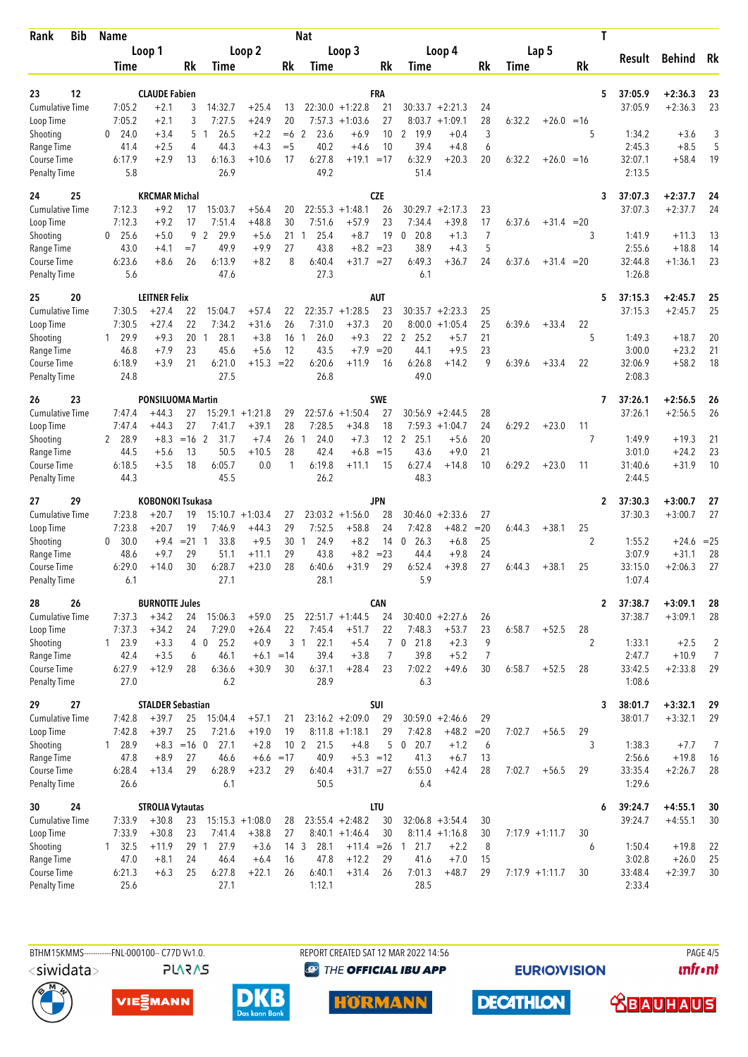| Rank | Bib | Name | | | Nat | | | | | | | | | T | Result | Behind | Rk |
|---|---|---|---|---|---|---|---|---|---|---|---|---|---|---|---|---|---|
| | | Loop 1 | | | Loop 2 | | | Loop 3 | | | Loop 4 | | | Lap 5 | | | |
| | | Time | | Rk | Time | | Rk | Time | | Rk | Time | | Rk | Time | | Rk | |
| 23 | 12 | CLAUDE Fabien | | | | | FRA | | | | | | | 5 | 37:05.9 | +2:36.3 | 23 |
| Cumulative Time | | 7:05.2 | +2.1 | 3 | 14:32.7 | +25.4 | 13 | 22:30.0 | +1:22.8 | 21 | 30:33.7 | +2:21.3 | 24 | | 37:05.9 | +2:36.3 | 23 |
| Loop Time | | 7:05.2 | +2.1 | 3 | 7:27.5 | +24.9 | 20 | 7:57.3 | +1:03.6 | 27 | 8:03.7 | +1:09.1 | 28 | 6:32.2 +26.0 =16 | | | |
| Shooting | | 0 24.0 | +3.4 | 5 1 | 26.5 | +2.2 | =6 2 | 23.6 | +6.9 | 10 2 | 19.9 | +0.4 | 3 | 5 | 1:34.2 | +3.6 | 3 |
| Range Time | | 41.4 | +2.5 | 4 | 44.3 | +4.3 | =5 | 40.2 | +4.6 | 10 | 39.4 | +4.8 | 6 | | 2:45.3 | +8.5 | 5 |
| Course Time | | 6:17.9 | +2.9 | 13 | 6:16.3 | +10.6 | 17 | 6:27.8 | +19.1 | =17 | 6:32.9 | +20.3 | 20 | 6:32.2 +26.0 =16 | 32:07.1 | +58.4 | 19 |
| Penalty Time | | 5.8 | | | 26.9 | | | 49.2 | | | 51.4 | | | | 2:13.5 | | |
| 24 | 25 | KRCMAR Michal | | | | | CZE | | | | | | | 3 | 37:07.3 | +2:37.7 | 24 |
| Cumulative Time | | 7:12.3 | +9.2 | 17 | 15:03.7 | +56.4 | 20 | 22:55.3 | +1:48.1 | 26 | 30:29.7 | +2:17.3 | 23 | | 37:07.3 | +2:37.7 | 24 |
| Loop Time | | 7:12.3 | +9.2 | 17 | 7:51.4 | +48.8 | 30 | 7:51.6 | +57.9 | 23 | 7:34.4 | +39.8 | 17 | 6:37.6 +31.4 =20 | | | |
| Shooting | | 0 25.6 | +5.0 | 9 2 | 29.9 | +5.6 | 21 1 | 25.4 | +8.7 | 19 0 | 20.8 | +1.3 | 7 | 3 | 1:41.9 | +11.3 | 13 |
| Range Time | | 43.0 | +4.1 | =7 | 49.9 | +9.9 | 27 | 43.8 | +8.2 | =23 | 38.9 | +4.3 | 5 | | 2:55.6 | +18.8 | 14 |
| Course Time | | 6:23.6 | +8.6 | 26 | 6:13.9 | +8.2 | 8 | 6:40.4 | +31.7 | =27 | 6:49.3 | +36.7 | 24 | 6:37.6 +31.4 =20 | 32:44.8 | +1:36.1 | 23 |
| Penalty Time | | 5.6 | | | 47.6 | | | 27.3 | | | 6.1 | | | | 1:26.8 | | |
| 25 | 20 | LEITNER Felix | | | | | AUT | | | | | | | 5 | 37:15.3 | +2:45.7 | 25 |
| Cumulative Time | | 7:30.5 | +27.4 | 22 | 15:04.7 | +57.4 | 22 | 22:35.7 | +1:28.5 | 23 | 30:35.7 | +2:23.3 | 25 | | 37:15.3 | +2:45.7 | 25 |
| Loop Time | | 7:30.5 | +27.4 | 22 | 7:34.2 | +31.6 | 26 | 7:31.0 | +37.3 | 20 | 8:00.0 | +1:05.4 | 25 | 6:39.6 +33.4 22 | | | |
| Shooting | | 1 29.9 | +9.3 | 20 1 | 28.1 | +3.8 | 16 1 | 26.0 | +9.3 | 22 2 | 25.2 | +5.7 | 21 | 5 | 1:49.3 | +18.7 | 20 |
| Range Time | | 46.8 | +7.9 | 23 | 45.6 | +5.6 | 12 | 43.5 | +7.9 | =20 | 44.1 | +9.5 | 23 | | 3:00.0 | +23.2 | 21 |
| Course Time | | 6:18.9 | +3.9 | 21 | 6:21.0 | +15.3 | =22 | 6:20.6 | +11.9 | 16 | 6:26.8 | +14.2 | 9 | 6:39.6 +33.4 22 | 32:06.9 | +58.2 | 18 |
| Penalty Time | | 24.8 | | | 27.5 | | | 26.8 | | | 49.0 | | | | 2:08.3 | | |
| 26 | 23 | PONSILUOMA Martin | | | | | SWE | | | | | | | 7 | 37:26.1 | +2:56.5 | 26 |
| Cumulative Time | | 7:47.4 | +44.3 | 27 | 15:29.1 | +1:21.8 | 29 | 22:57.6 | +1:50.4 | 27 | 30:56.9 | +2:44.5 | 28 | | 37:26.1 | +2:56.5 | 26 |
| Loop Time | | 7:47.4 | +44.3 | 27 | 7:41.7 | +39.1 | 28 | 7:28.5 | +34.8 | 18 | 7:59.3 | +1:04.7 | 24 | 6:29.2 +23.0 11 | | | |
| Shooting | | 2 28.9 | +8.3 | =16 2 | 31.7 | +7.4 | 26 1 | 24.0 | +7.3 | 12 2 | 25.1 | +5.6 | 20 | 7 | 1:49.9 | +19.3 | 21 |
| Range Time | | 44.5 | +5.6 | 13 | 50.5 | +10.5 | 28 | 42.4 | +6.8 | =15 | 43.6 | +9.0 | 21 | | 3:01.0 | +24.2 | 23 |
| Course Time | | 6:18.5 | +3.5 | 18 | 6:05.7 | 0.0 | 1 | 6:19.8 | +11.1 | 15 | 6:27.4 | +14.8 | 10 | 6:29.2 +23.0 11 | 31:40.6 | +31.9 | 10 |
| Penalty Time | | 44.3 | | | 45.5 | | | 26.2 | | | 48.3 | | | | 2:44.5 | | |
| 27 | 29 | KOBONOKI Tsukasa | | | | | JPN | | | | | | | 2 | 37:30.3 | +3:00.7 | 27 |
| Cumulative Time | | 7:23.8 | +20.7 | 19 | 15:10.7 | +1:03.4 | 27 | 23:03.2 | +1:56.0 | 28 | 30:46.0 | +2:33.6 | 27 | | 37:30.3 | +3:00.7 | 27 |
| Loop Time | | 7:23.8 | +20.7 | 19 | 7:46.9 | +44.3 | 29 | 7:52.5 | +58.8 | 24 | 7:42.8 | +48.2 | =20 | 6:44.3 +38.1 25 | | | |
| Shooting | | 0 30.0 | +9.4 | =21 1 | 33.8 | +9.5 | 30 1 | 24.9 | +8.2 | 14 0 | 26.3 | +6.8 | 25 | 2 | 1:55.2 | +24.6 | =25 |
| Range Time | | 48.6 | +9.7 | 29 | 51.1 | +11.1 | 29 | 43.8 | +8.2 | =23 | 44.4 | +9.8 | 24 | | 3:07.9 | +31.1 | 28 |
| Course Time | | 6:29.0 | +14.0 | 30 | 6:28.7 | +23.0 | 28 | 6:40.6 | +31.9 | 29 | 6:52.4 | +39.8 | 27 | 6:44.3 +38.1 25 | 33:15.0 | +2:06.3 | 27 |
| Penalty Time | | 6.1 | | | 27.1 | | | 28.1 | | | 5.9 | | | | 1:07.4 | | |
| 28 | 26 | BURNOTTE Jules | | | | | CAN | | | | | | | 2 | 37:38.7 | +3:09.1 | 28 |
| Cumulative Time | | 7:37.3 | +34.2 | 24 | 15:06.3 | +59.0 | 25 | 22:51.7 | +1:44.5 | 24 | 30:40.0 | +2:27.6 | 26 | | 37:38.7 | +3:09.1 | 28 |
| Loop Time | | 7:37.3 | +34.2 | 24 | 7:29.0 | +26.4 | 22 | 7:45.4 | +51.7 | 22 | 7:48.3 | +53.7 | 23 | 6:58.7 +52.5 28 | | | |
| Shooting | | 1 23.9 | +3.3 | 4 0 | 25.2 | +0.9 | 3 1 | 22.1 | +5.4 | 7 0 | 21.8 | +2.3 | 9 | 2 | 1:33.1 | +2.5 | 2 |
| Range Time | | 42.4 | +3.5 | 6 | 46.1 | +6.1 | =14 | 39.4 | +3.8 | 7 | 39.8 | +5.2 | 7 | | 2:47.7 | +10.9 | 7 |
| Course Time | | 6:27.9 | +12.9 | 28 | 6:36.6 | +30.9 | 30 | 6:37.1 | +28.4 | 23 | 7:02.2 | +49.6 | 30 | 6:58.7 +52.5 28 | 33:42.5 | +2:33.8 | 29 |
| Penalty Time | | 27.0 | | | 6.2 | | | 28.9 | | | 6.3 | | | | 1:08.6 | | |
| 29 | 27 | STALDER Sebastian | | | | | SUI | | | | | | | 3 | 38:01.7 | +3:32.1 | 29 |
| Cumulative Time | | 7:42.8 | +39.7 | 25 | 15:04.4 | +57.1 | 21 | 23:16.2 | +2:09.0 | 29 | 30:59.0 | +2:46.6 | 29 | | 38:01.7 | +3:32.1 | 29 |
| Loop Time | | 7:42.8 | +39.7 | 25 | 7:21.6 | +19.0 | 19 | 8:11.8 | +1:18.1 | 29 | 7:42.8 | +48.2 | =20 | 7:02.7 +56.5 29 | | | |
| Shooting | | 1 28.9 | +8.3 | =16 0 | 27.1 | +2.8 | 10 2 | 21.5 | +4.8 | 5 0 | 20.7 | +1.2 | 6 | 3 | 1:38.3 | +7.7 | 7 |
| Range Time | | 47.8 | +8.9 | 27 | 46.6 | +6.6 | =17 | 40.9 | +5.3 | =12 | 41.3 | +6.7 | 13 | | 2:56.6 | +19.8 | 16 |
| Course Time | | 6:28.4 | +13.4 | 29 | 6:28.9 | +23.2 | 29 | 6:40.4 | +31.7 | =27 | 6:55.0 | +42.4 | 28 | 7:02.7 +56.5 29 | 33:35.4 | +2:26.7 | 28 |
| Penalty Time | | 26.6 | | | 6.1 | | | 50.5 | | | 6.4 | | | | 1:29.6 | | |
| 30 | 24 | STROLIA Vytautas | | | | | LTU | | | | | | | 6 | 39:24.7 | +4:55.1 | 30 |
| Cumulative Time | | 7:33.9 | +30.8 | 23 | 15:15.3 | +1:08.0 | 28 | 23:55.4 | +2:48.2 | 30 | 32:06.8 | +3:54.4 | 30 | | 39:24.7 | +4:55.1 | 30 |
| Loop Time | | 7:33.9 | +30.8 | 23 | 7:41.4 | +38.8 | 27 | 8:40.1 | +1:46.4 | 30 | 8:11.4 | +1:16.8 | 30 | 7:17.9 +1:11.7 30 | | | |
| Shooting | | 1 32.5 | +11.9 | 29 1 | 27.9 | +3.6 | 14 3 | 28.1 | +11.4 | =26 1 | 21.7 | +2.2 | 8 | 6 | 1:50.4 | +19.8 | 22 |
| Range Time | | 47.0 | +8.1 | 24 | 46.4 | +6.4 | 16 | 47.8 | +12.2 | 29 | 41.6 | +7.0 | 15 | | 3:02.8 | +26.0 | 25 |
| Course Time | | 6:21.3 | +6.3 | 25 | 6:27.8 | +22.1 | 26 | 6:40.1 | +31.4 | 26 | 7:01.3 | +48.7 | 29 | 7:17.9 +1:11.7 30 | 33:48.4 | +2:39.7 | 30 |
| Penalty Time | | 25.6 | | | 27.1 | | | 1:12.1 | | | 28.5 | | | | 2:33.4 | | |

BTHM15KMMS-----------FNL-000100-- C77D Vv1.0. REPORT CREATED SAT 12 MAR 2022 14:56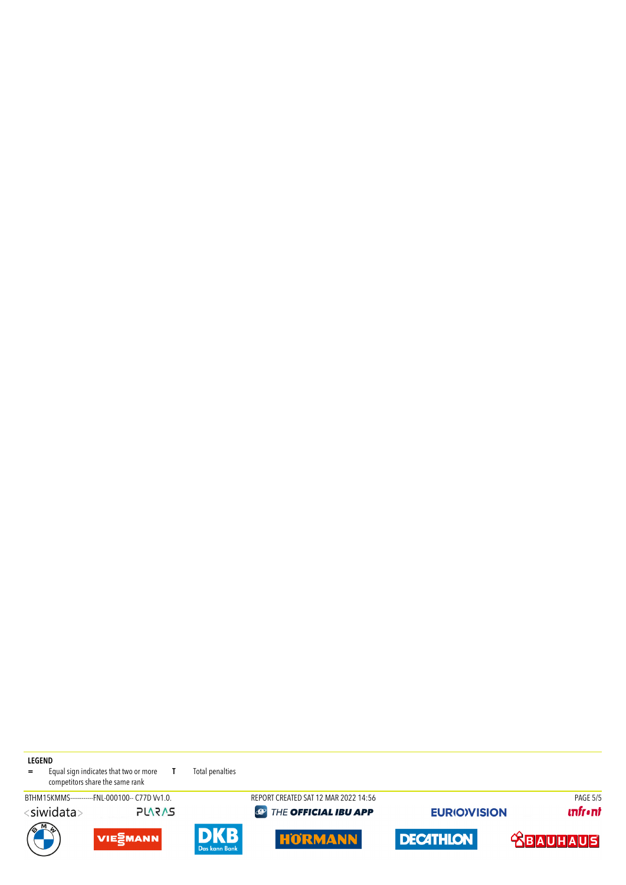**LEGEND**

| | | | |
|---|---|---|---|
| = | Equal sign indicates that two or more competitors share the same rank | T | Total penalties |

BTHM15KMMS------------FNL-000100-- C77D Vv1.0. REPORT CREATED SAT 12 MAR 2022 14:56